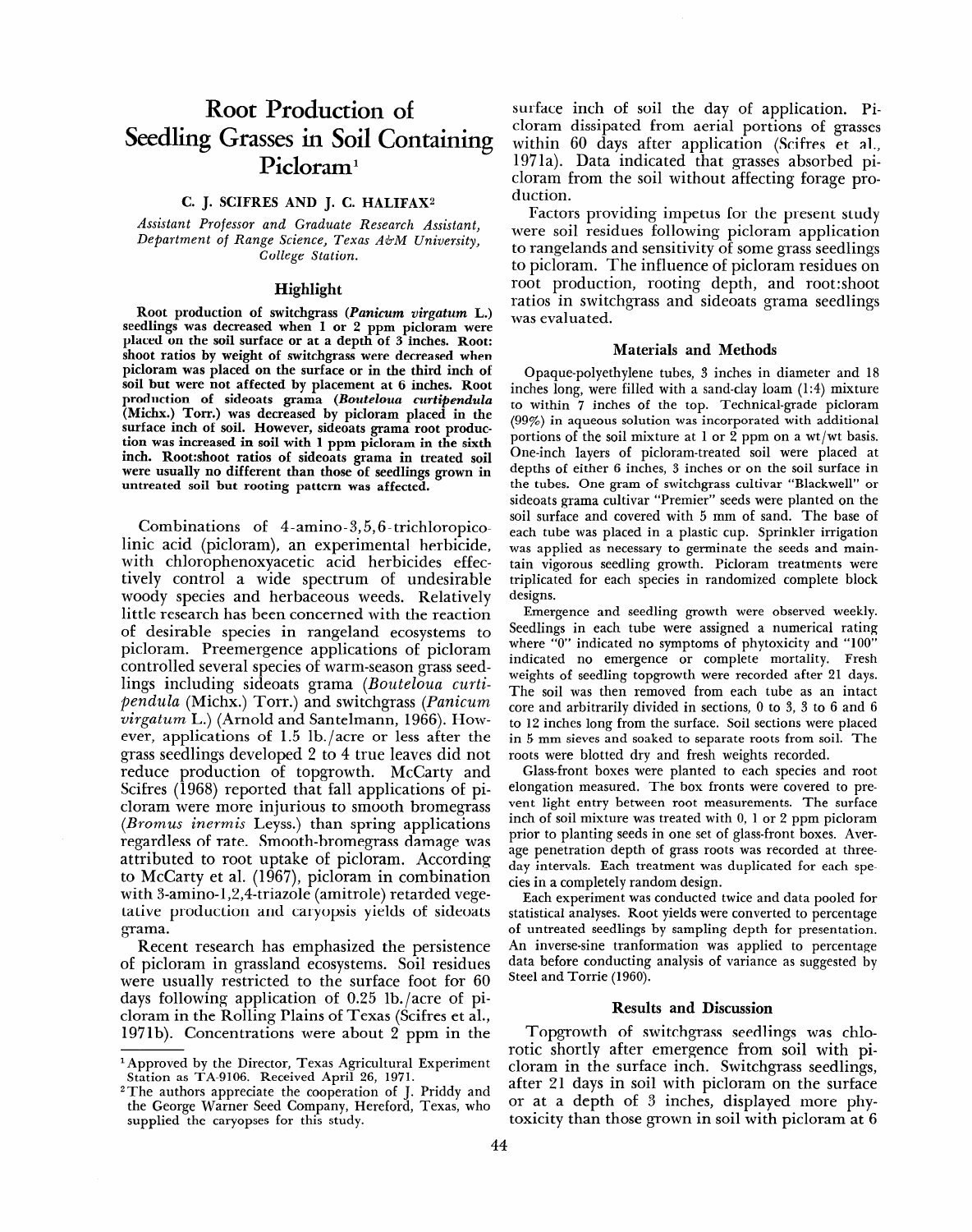# Root Production of Seedling Grasses in Soil Containing Picloram[1]

**C. J. SCIFRES AND J. C. HALIFAX[2]**

*Assistant Professor and Graduate Research Assistant, Department of Range Science, Texas A&M University, College Station.*

## Highlight

**Root production of switchgrass (*Panicum virgatum* L.) seedlings was decreased when 1 or 2 ppm picloram were placed on the soil surface or at a depth of 3 inches. Root: shoot ratios by weight of switchgrass were decreased when picloram was placed on the surface or in the third inch of soil but were not affected by placement at 6 inches. Root production of sideoats grama (*Bouteloua curtipendula* (Michx.) Torr.) was decreased by picloram placed in the surface inch of soil. However, sideoats grama root production was increased in soil with 1 ppm picloram in the sixth inch. Root:shoot ratios of sideoats grama in treated soil were usually no different than those of seedlings grown in untreated soil but rooting pattern was affected.**

Combinations of 4-amino-3,5,6-trichloropicolinic acid (picloram), an experimental herbicide, with chlorophenoxyacetic acid herbicides effectively control a wide spectrum of undesirable woody species and herbaceous weeds. Relatively little research has been concerned with the reaction of desirable species in rangeland ecosystems to picloram. Preemergence applications of picloram controlled several species of warm-season grass seedlings including sideoats grama (*Bouteloua curtipendula* (Michx.) Torr.) and switchgrass (*Panicum virgatum* L.) (Arnold and Santelmann, 1966). However, applications of 1.5 lb./acre or less after the grass seedlings developed 2 to 4 true leaves did not reduce production of topgrowth. McCarty and Scifres (1968) reported that fall applications of picloram were more injurious to smooth bromegrass (*Bromus inermis* Leyss.) than spring applications regardless of rate. Smooth-bromegrass damage was attributed to root uptake of picloram. According to McCarty et al. (1967), picloram in combination with 3-amino-1,2,4-triazole (amitrole) retarded vegetative production and caryopsis yields of sideoats grama.

Recent research has emphasized the persistence of picloram in grassland ecosystems. Soil residues were usually restricted to the surface foot for 60 days following application of 0.25 lb./acre of picloram in the Rolling Plains of Texas (Scifres et al., 1971b). Concentrations were about 2 ppm in the surface inch of soil the day of application. Picloram dissipated from aerial portions of grasses within 60 days after application (Scifres et al., 1971a). Data indicated that grasses absorbed picloram from the soil without affecting forage production.

Factors providing impetus for the present study were soil residues following picloram application to rangelands and sensitivity of some grass seedlings to picloram. The influence of picloram residues on root production, rooting depth, and root:shoot ratios in switchgrass and sideoats grama seedlings was evaluated.

## Materials and Methods

Opaque-polyethylene tubes, 3 inches in diameter and 18 inches long, were filled with a sand-clay loam (1:4) mixture to within 7 inches of the top. Technical-grade picloram (99%) in aqueous solution was incorporated with additional portions of the soil mixture at 1 or 2 ppm on a wt/wt basis. One-inch layers of picloram-treated soil were placed at depths of either 6 inches, 3 inches or on the soil surface in the tubes. One gram of switchgrass cultivar "Blackwell" or sideoats grama cultivar "Premier" seeds were planted on the soil surface and covered with 5 mm of sand. The base of each tube was placed in a plastic cup. Sprinkler irrigation was applied as necessary to germinate the seeds and maintain vigorous seedling growth. Picloram treatments were triplicated for each species in randomized complete block designs.

Emergence and seedling growth were observed weekly. Seedlings in each tube were assigned a numerical rating where "0" indicated no symptoms of phytoxicity and "100" indicated no emergence or complete mortality. Fresh weights of seedling topgrowth were recorded after 21 days. The soil was then removed from each tube as an intact core and arbitrarily divided in sections, 0 to 3, 3 to 6 and 6 to 12 inches long from the surface. Soil sections were placed in 5 mm sieves and soaked to separate roots from soil. The roots were blotted dry and fresh weights recorded.

Glass-front boxes were planted to each species and root elongation measured. The box fronts were covered to prevent light entry between root measurements. The surface inch of soil mixture was treated with 0, 1 or 2 ppm picloram prior to planting seeds in one set of glass-front boxes. Average penetration depth of grass roots was recorded at three-day intervals. Each treatment was duplicated for each species in a completely random design.

Each experiment was conducted twice and data pooled for statistical analyses. Root yields were converted to percentage of untreated seedlings by sampling depth for presentation. An inverse-sine tranformation was applied to percentage data before conducting analysis of variance as suggested by Steel and Torrie (1960).

## Results and Discussion

Topgrowth of switchgrass seedlings was chlorotic shortly after emergence from soil with picloram in the surface inch. Switchgrass seedlings, after 21 days in soil with picloram on the surface or at a depth of 3 inches, displayed more phytoxicity than those grown in soil with picloram at 6

---

[1] Approved by the Director, Texas Agricultural Experiment Station as TA-9106. Received April 26, 1971.

[2] The authors appreciate the cooperation of J. Priddy and the George Warner Seed Company, Hereford, Texas, who supplied the caryopses for this study.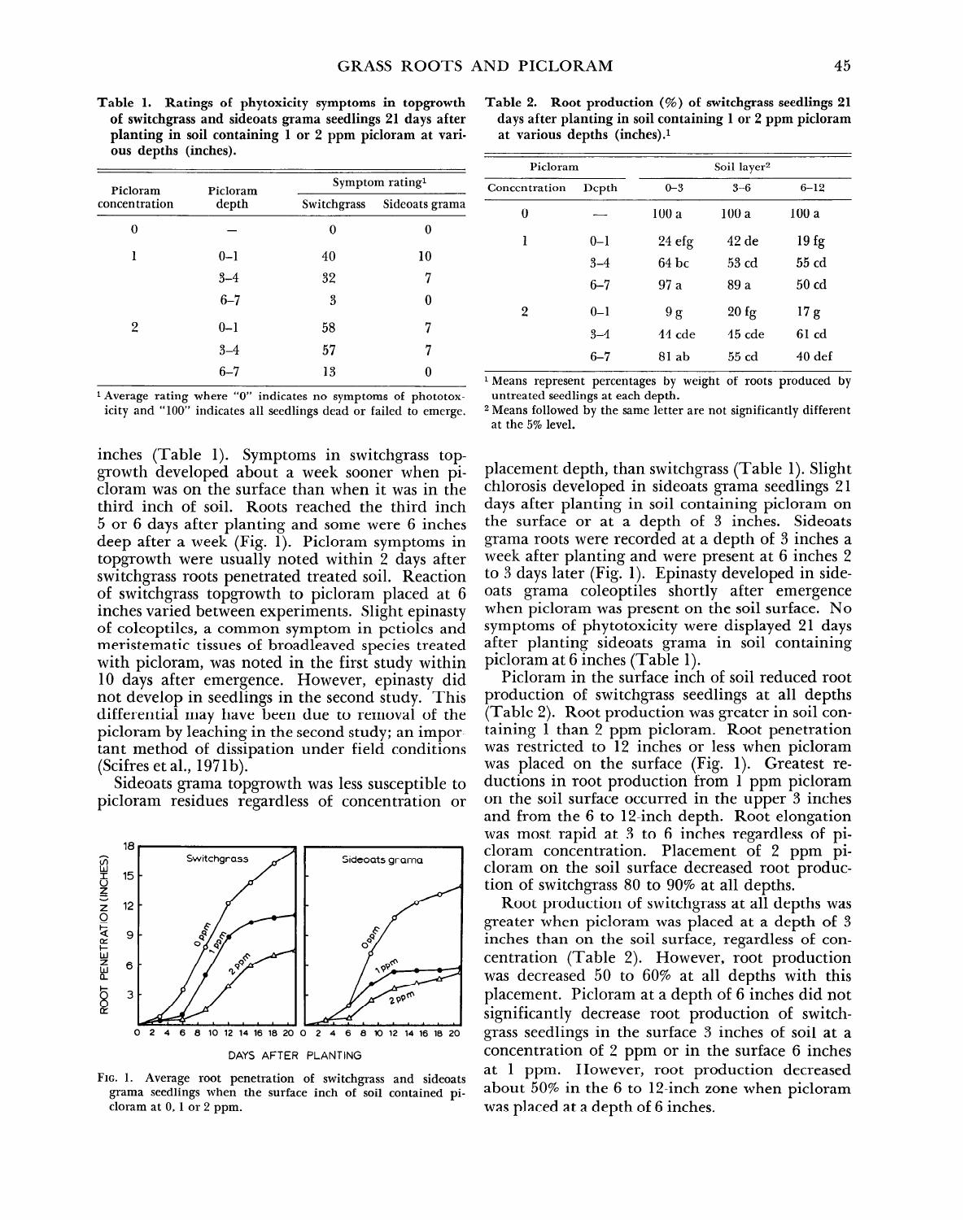Table 1. Ratings of phytoxicity symptoms in topgrowth of switchgrass and sideoats grama seedlings 21 days after planting in soil containing 1 or 2 ppm picloram at various depths (inches).

| Picloram concentration | Picloram depth | Symptom rating[1] | |
|---|---|---|---|
| | | Switchgrass | Sideoats grama |
| 0 | — | 0 | 0 |
| 1 | 0–1 | 40 | 10 |
| | 3–4 | 32 | 7 |
| | 6–7 | 3 | 0 |
| 2 | 0–1 | 58 | 7 |
| | 3–4 | 57 | 7 |
| | 6–7 | 13 | 0 |

[1] Average rating where "0" indicates no symptoms of phototoxicity and "100" indicates all seedlings dead or failed to emerge.

Table 2. Root production (%) of switchgrass seedlings 21 days after planting in soil containing 1 or 2 ppm picloram at various depths (inches).[1]

| Picloram | | Soil layer[2] | | |
|---|---|---|---|---|
| Concentration | Depth | 0–3 | 3–6 | 6–12 |
| 0 | — | 100 a | 100 a | 100 a |
| 1 | 0–1 | 24 efg | 42 de | 19 fg |
| | 3–4 | 64 bc | 53 cd | 55 cd |
| | 6–7 | 97 a | 89 a | 50 cd |
| 2 | 0–1 | 9 g | 20 fg | 17 g |
| | 3–4 | 44 cde | 45 cde | 61 cd |
| | 6–7 | 81 ab | 55 cd | 40 def |

[1] Means represent percentages by weight of roots produced by untreated seedlings at each depth.
[2] Means followed by the same letter are not significantly different at the 5% level.

inches (Table 1). Symptoms in switchgrass topgrowth developed about a week sooner when picloram was on the surface than when it was in the third inch of soil. Roots reached the third inch 5 or 6 days after planting and some were 6 inches deep after a week (Fig. 1). Picloram symptoms in topgrowth were usually noted within 2 days after switchgrass roots penetrated treated soil. Reaction of switchgrass topgrowth to picloram placed at 6 inches varied between experiments. Slight epinasty of coleoptiles, a common symptom in petioles and meristematic tissues of broadleaved species treated with picloram, was noted in the first study within 10 days after emergence. However, epinasty did not develop in seedlings in the second study. This differential may have been due to removal of the picloram by leaching in the second study; an important method of dissipation under field conditions (Scifres et al., 1971b).

Sideoats grama topgrowth was less susceptible to picloram residues regardless of concentration or placement depth, than switchgrass (Table 1). Slight chlorosis developed in sideoats grama seedlings 21 days after planting in soil containing picloram on the surface or at a depth of 3 inches. Sideoats grama roots were recorded at a depth of 3 inches a week after planting and were present at 6 inches 2 to 3 days later (Fig. 1). Epinasty developed in sideoats grama coleoptiles shortly after emergence when picloram was present on the soil surface. No symptoms of phytotoxicity were displayed 21 days after planting sideoats grama in soil containing picloram at 6 inches (Table 1).

FIG. 1. Average root penetration of switchgrass and sideoats grama seedlings when the surface inch of soil contained picloram at 0, 1 or 2 ppm.

Picloram in the surface inch of soil reduced root production of switchgrass seedlings at all depths (Table 2). Root production was greater in soil containing 1 than 2 ppm picloram. Root penetration was restricted to 12 inches or less when picloram was placed on the surface (Fig. 1). Greatest reductions in root production from 1 ppm picloram on the soil surface occurred in the upper 3 inches and from the 6 to 12-inch depth. Root elongation was most rapid at 3 to 6 inches regardless of picloram concentration. Placement of 2 ppm picloram on the soil surface decreased root production of switchgrass 80 to 90% at all depths.

Root production of switchgrass at all depths was greater when picloram was placed at a depth of 3 inches than on the soil surface, regardless of concentration (Table 2). However, root production was decreased 50 to 60% at all depths with this placement. Picloram at a depth of 6 inches did not significantly decrease root production of switchgrass seedlings in the surface 3 inches of soil at a concentration of 2 ppm or in the surface 6 inches at 1 ppm. However, root production decreased about 50% in the 6 to 12-inch zone when picloram was placed at a depth of 6 inches.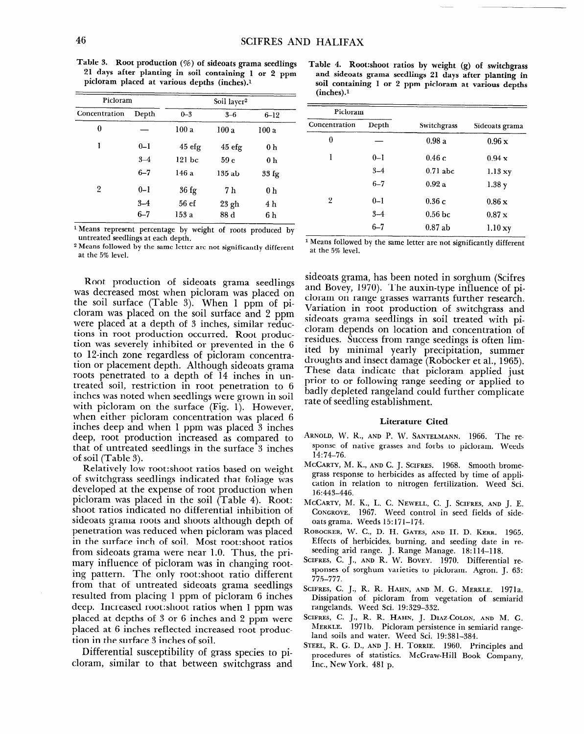Table 3. Root production (%) of sideoats grama seedlings 21 days after planting in soil containing 1 or 2 ppm picloram placed at various depths (inches).[1]

| Picloram | | Soil layer[2] | | |
|---|---|---|---|---|
| Concentration | Depth | 0–3 | 3–6 | 6–12 |
| 0 | — | 100 a | 100 a | 100 a |
| 1 | 0–1 | 45 efg | 45 efg | 0 h |
| | 3–4 | 121 bc | 59 e | 0 h |
| | 6–7 | 146 a | 135 ab | 33 fg |
| 2 | 0–1 | 36 fg | 7 h | 0 h |
| | 3–4 | 56 ef | 23 gh | 4 h |
| | 6–7 | 153 a | 88 d | 6 h |

[1] Means represent percentage by weight of roots produced by untreated seedlings at each depth.
[2] Means followed by the same letter are not significantly different at the 5% level.

Table 4. Root:shoot ratios by weight (g) of switchgrass and sideoats grama seedlings 21 days after planting in soil containing 1 or 2 ppm picloram at various depths (inches).[1]

| Picloram | | | |
|---|---|---|---|
| Concentration | Depth | Switchgrass | Sideoats grama |
| 0 | — | 0.98 a | 0.96 x |
| 1 | 0–1 | 0.46 c | 0.94 x |
| | 3–4 | 0.71 abc | 1.13 xy |
| | 6–7 | 0.92 a | 1.38 y |
| 2 | 0–1 | 0.36 c | 0.86 x |
| | 3–4 | 0.56 bc | 0.87 x |
| | 6–7 | 0.87 ab | 1.10 xy |

[1] Means followed by the same letter are not significantly different at the 5% level.

Root production of sideoats grama seedlings was decreased most when picloram was placed on the soil surface (Table 3). When 1 ppm of picloram was placed on the soil surface and 2 ppm were placed at a depth of 3 inches, similar reductions in root production occurred. Root production was severely inhibited or prevented in the 6 to 12-inch zone regardless of picloram concentration or placement depth. Although sideoats grama roots penetrated to a depth of 14 inches in untreated soil, restriction in root penetration to 6 inches was noted when seedlings were grown in soil with picloram on the surface (Fig. 1). However, when either picloram concentration was placed 6 inches deep and when 1 ppm was placed 3 inches deep, root production increased as compared to that of untreated seedlings in the surface 3 inches of soil (Table 3).

Relatively low root:shoot ratios based on weight of switchgrass seedlings indicated that foliage was developed at the expense of root production when picloram was placed in the soil (Table 4). Root:shoot ratios indicated no differential inhibition of sideoats grama roots and shoots although depth of penetration was reduced when picloram was placed in the surface inch of soil. Most root:shoot ratios from sideoats grama were near 1.0. Thus, the primary influence of picloram was in changing rooting pattern. The only root:shoot ratio different from that of untreated sideoats grama seedlings resulted from placing 1 ppm of picloram 6 inches deep. Increased root:shoot ratios when 1 ppm was placed at depths of 3 or 6 inches and 2 ppm were placed at 6 inches reflected increased root production in the surface 3 inches of soil.

Differential susceptibility of grass species to picloram, similar to that between switchgrass and sideoats grama, has been noted in sorghum (Scifres and Bovey, 1970). The auxin-type influence of picloram on range grasses warrants further research. Variation in root production of switchgrass and sideoats grama seedlings in soil treated with picloram depends on location and concentration of residues. Success from range seedings is often limited by minimal yearly precipitation, summer droughts and insect damage (Robocker et al., 1965). These data indicate that picloram applied just prior to or following range seeding or applied to badly depleted rangeland could further complicate rate of seedling establishment.

## Literature Cited

Arnold, W. R., and P. W. Santelmann. 1966. The response of native grasses and forbs to picloram. Weeds 14:74–76.

McCarty, M. K., and C. J. Scifres. 1968. Smooth bromegrass response to herbicides as affected by time of application in relation to nitrogen fertilization. Weed Sci. 16:443–446.

McCarty, M. K., L. C. Newell, C. J. Scifres, and J. E. Congrove. 1967. Weed control in seed fields of sideoats grama. Weeds 15:171–174.

Robocker, W. C., D. H. Gates, and H. D. Kerr. 1965. Effects of herbicides, burning, and seeding date in reseeding arid range. J. Range Manage. 18:114–118.

Scifres, C. J., and R. W. Bovey. 1970. Differential responses of sorghum varieties to picloram. Agron. J. 63: 775–777.

Scifres, C. J., R. R. Hahn, and M. G. Merkle. 1971a. Dissipation of picloram from vegetation of semiarid rangelands. Weed Sci. 19:329–332.

Scifres, C. J., R. R. Hahn, J. Diaz-Colon, and M. G. Merkle. 1971b. Picloram persistence in semiarid rangeland soils and water. Weed Sci. 19:381–384.

Steel, R. G. D., and J. H. Torrie. 1960. Principles and procedures of statistics. McGraw-Hill Book Company, Inc., New York. 481 p.